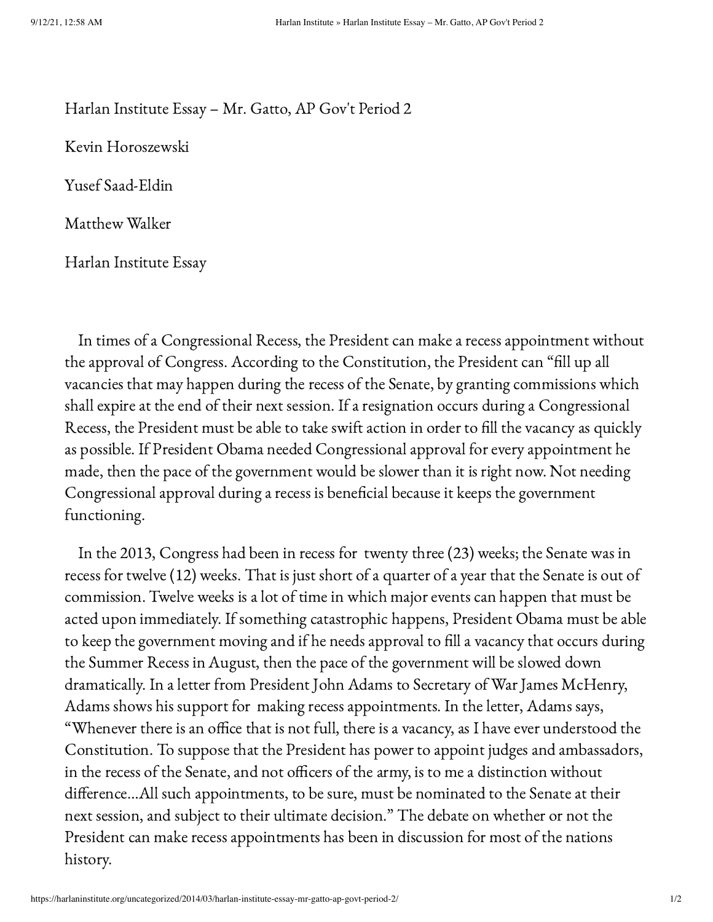Harlan Institute Essay – Mr. Gatto, AP Gov't Period 2

Kevin Horoszewski

Yusef Saad-Eldin

Matthew Walker

Harlan Institute Essay

In times of a Congressional Recess, the President can make a recess appointment without the approval of Congress. According to the Constitution, the President can "fill up all vacancies that may happen during the recess of the Senate, by granting commissions which shall expire at the end of their next session. If a resignation occurs during a Congressional Recess, the President must be able to take swift action in order to fill the vacancy as quickly as possible. If President Obama needed Congressional approval for every appointment he made, then the pace of the government would be slower than it is right now. Not needing Congressional approval during a recess is beneficial because it keeps the government functioning.

In the 2013, Congress had been in recess for twenty three (23) weeks; the Senate was in recess for twelve (12) weeks. That is just short of a quarter of a year that the Senate is out of commission. Twelve weeks is a lot of time in which major events can happen that must be acted upon immediately. If something catastrophic happens, President Obama must be able to keep the government moving and if he needs approval to fill a vacancy that occurs during the Summer Recess in August, then the pace of the government will be slowed down dramatically. In a letter from President John Adams to Secretary of War James McHenry, Adams shows his support for making recess appointments. In the letter, Adams says, "Whenever there is an office that is not full, there is a vacancy, as I have ever understood the Constitution. To suppose that the President has power to appoint judges and ambassadors, in the recess of the Senate, and not officers of the army, is to me a distinction without difference…All such appointments, to be sure, must be nominated to the Senate at their next session, and subject to their ultimate decision." The debate on whether or not the President can make recess appointments has been in discussion for most of the nations history.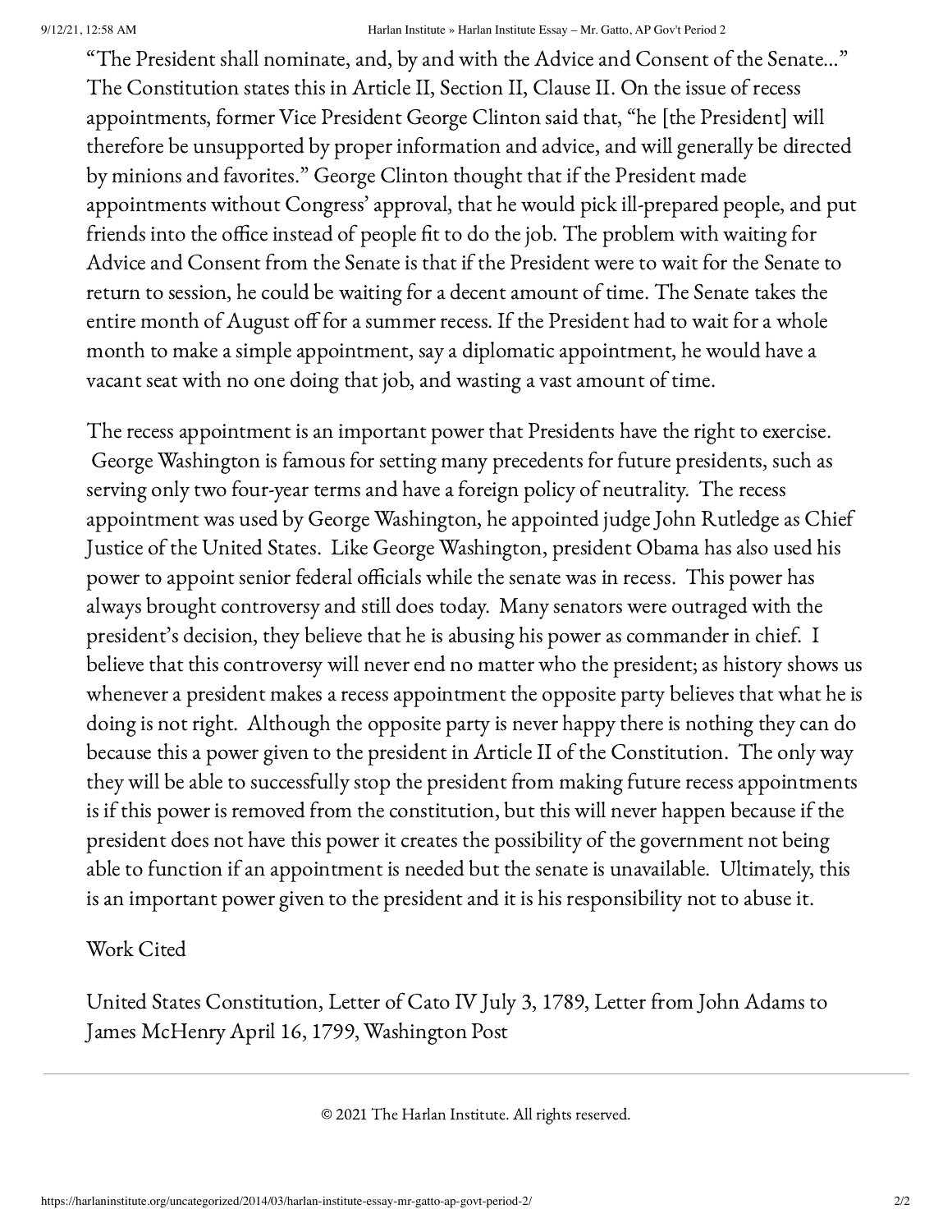"The President shall nominate, and, by and with the Advice and Consent of the Senate…" The Constitution states this in Article II, Section II, Clause II. On the issue of recess appointments, former Vice President George Clinton said that, "he [the President] will therefore be unsupported by proper information and advice, and will generally be directed by minions and favorites." George Clinton thought that if the President made appointments without Congress' approval, that he would pick ill-prepared people, and put friends into the office instead of people fit to do the job. The problem with waiting for Advice and Consent from the Senate is that if the President were to wait for the Senate to return to session, he could be waiting for a decent amount of time. The Senate takes the entire month of August off for a summer recess. If the President had to wait for a whole month to make a simple appointment, say a diplomatic appointment, he would have a vacant seat with no one doing that job, and wasting a vast amount of time.

The recess appointment is an important power that Presidents have the right to exercise. George Washington is famous for setting many precedents for future presidents, such as serving only two four-year terms and have a foreign policy of neutrality. The recess appointment was used by George Washington, he appointed judge John Rutledge as Chief Justice of the United States. Like George Washington, president Obama has also used his power to appoint senior federal officials while the senate was in recess. This power has always brought controversy and still does today. Many senators were outraged with the president's decision, they believe that he is abusing his power as commander in chief. I believe that this controversy will never end no matter who the president; as history shows us whenever a president makes a recess appointment the opposite party believes that what he is doing is not right. Although the opposite party is never happy there is nothing they can do because this a power given to the president in Article II of the Constitution. The only way they will be able to successfully stop the president from making future recess appointments is if this power is removed from the constitution, but this will never happen because if the president does not have this power it creates the possibility of the government not being able to function if an appointment is needed but the senate is unavailable. Ultimately, this is an important power given to the president and it is his responsibility not to abuse it.

Work Cited

United States Constitution, Letter of Cato IV July 3, 1789, Letter from John Adams to James McHenry April 16, 1799, Washington Post

© 2021 The Harlan Institute. All rights reserved.